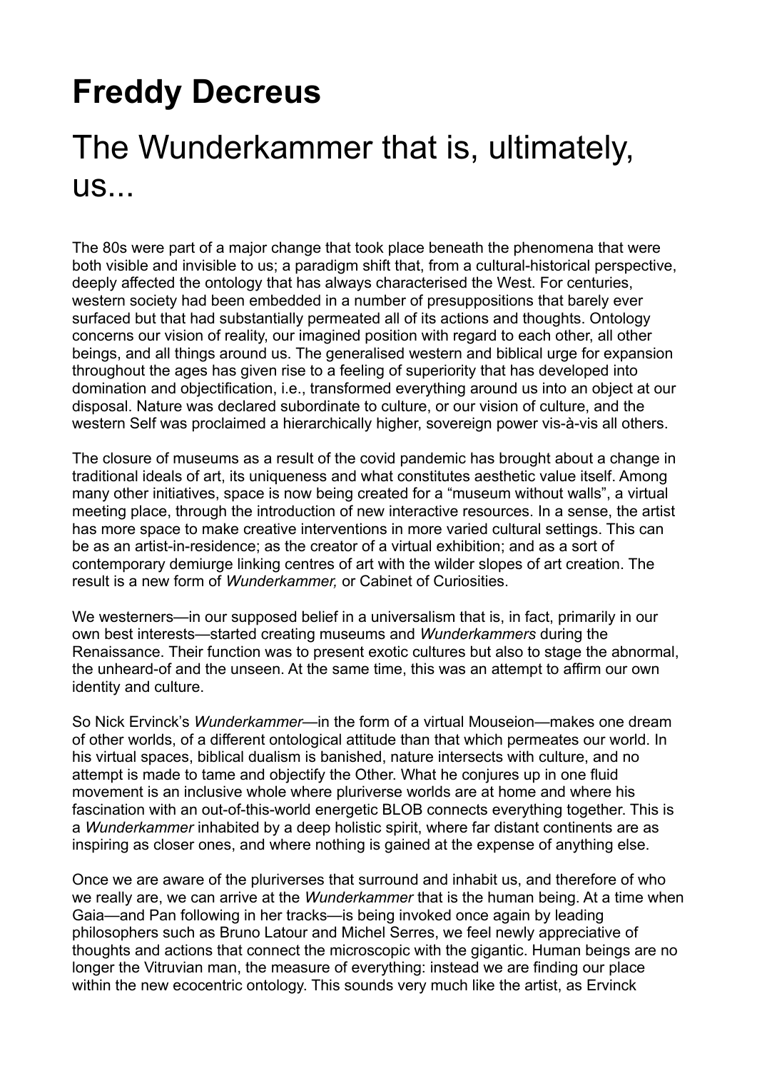# Freddy Decreus

## The Wunderkammer that is, ultimately, us...

The 80s were part of a major change that took place beneath the phenomena that were both visible and invisible to us; a paradigm shift that, from a cultural-historical perspective, deeply affected the ontology that has always characterised the West. For centuries, western society had been embedded in a number of presuppositions that barely ever surfaced but that had substantially permeated all of its actions and thoughts. Ontology concerns our vision of reality, our imagined position with regard to each other, all other beings, and all things around us. The generalised western and biblical urge for expansion throughout the ages has given rise to a feeling of superiority that has developed into domination and objectification, i.e., transformed everything around us into an object at our disposal. Nature was declared subordinate to culture, or our vision of culture, and the western Self was proclaimed a hierarchically higher, sovereign power vis-à-vis all others.

The closure of museums as a result of the covid pandemic has brought about a change in traditional ideals of art, its uniqueness and what constitutes aesthetic value itself. Among many other initiatives, space is now being created for a “museum without walls”, a virtual meeting place, through the introduction of new interactive resources. In a sense, the artist has more space to make creative interventions in more varied cultural settings. This can be as an artist-in-residence; as the creator of a virtual exhibition; and as a sort of contemporary demiurge linking centres of art with the wilder slopes of art creation. The result is a new form of *Wunderkammer,* or Cabinet of Curiosities.

We westerners—in our supposed belief in a universalism that is, in fact, primarily in our own best interests—started creating museums and *Wunderkammers* during the Renaissance. Their function was to present exotic cultures but also to stage the abnormal, the unheard-of and the unseen. At the same time, this was an attempt to affirm our own identity and culture.

So Nick Ervinck’s *Wunderkammer*—in the form of a virtual Mouseion—makes one dream of other worlds, of a different ontological attitude than that which permeates our world. In his virtual spaces, biblical dualism is banished, nature intersects with culture, and no attempt is made to tame and objectify the Other. What he conjures up in one fluid movement is an inclusive whole where pluriverse worlds are at home and where his fascination with an out-of-this-world energetic BLOB connects everything together. This is a *Wunderkammer* inhabited by a deep holistic spirit, where far distant continents are as inspiring as closer ones, and where nothing is gained at the expense of anything else.

Once we are aware of the pluriverses that surround and inhabit us, and therefore of who we really are, we can arrive at the *Wunderkammer* that is the human being. At a time when Gaia—and Pan following in her tracks—is being invoked once again by leading philosophers such as Bruno Latour and Michel Serres, we feel newly appreciative of thoughts and actions that connect the microscopic with the gigantic. Human beings are no longer the Vitruvian man, the measure of everything: instead we are finding our place within the new ecocentric ontology. This sounds very much like the artist, as Ervinck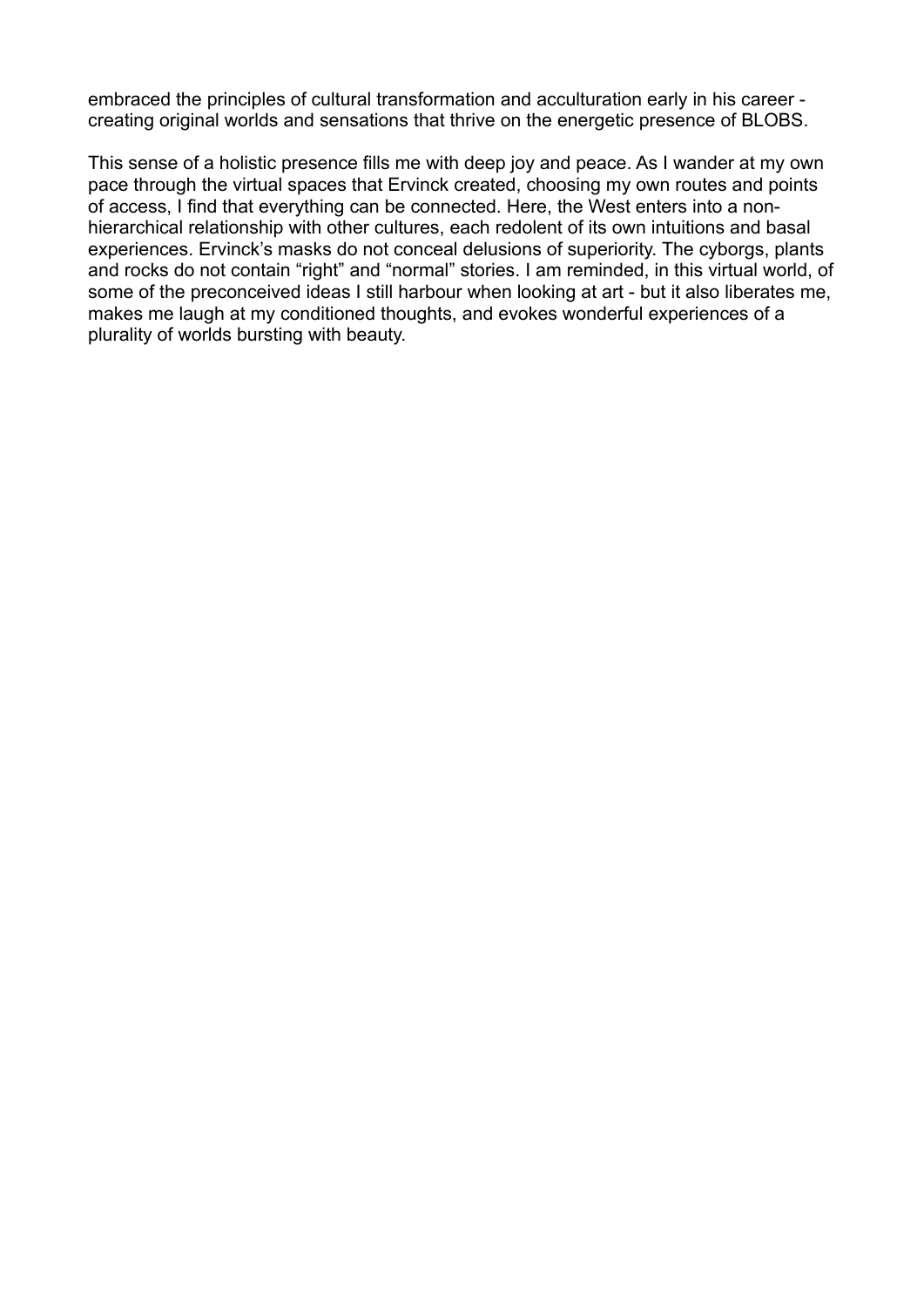embraced the principles of cultural transformation and acculturation early in his career - creating original worlds and sensations that thrive on the energetic presence of BLOBS.

This sense of a holistic presence fills me with deep joy and peace. As I wander at my own pace through the virtual spaces that Ervinck created, choosing my own routes and points of access, I find that everything can be connected. Here, the West enters into a non-hierarchical relationship with other cultures, each redolent of its own intuitions and basal experiences. Ervinck's masks do not conceal delusions of superiority. The cyborgs, plants and rocks do not contain "right" and "normal" stories. I am reminded, in this virtual world, of some of the preconceived ideas I still harbour when looking at art - but it also liberates me, makes me laugh at my conditioned thoughts, and evokes wonderful experiences of a plurality of worlds bursting with beauty.